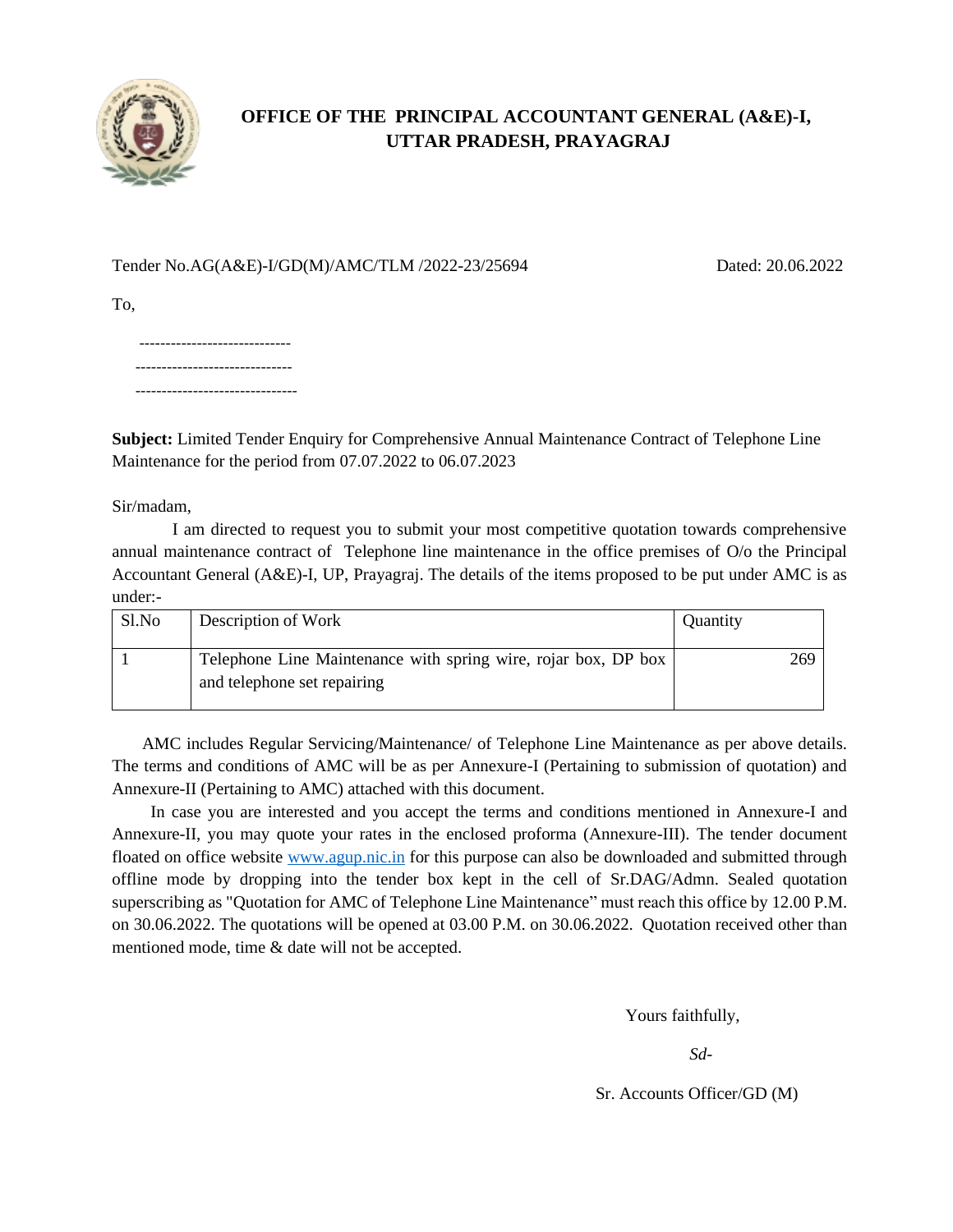# OFFICE OF THE PRINCIPAL ACCOUNTANT GENERAL (A&E)-I, UTTAR PRADESH, PRAYAGRAJ

Tender No.AG(A&E)-I/GD(M)/AMC/TLM /2022-23/25694 Dated: 20.06.2022

To,

-----------------------------
------------------------------
-------------------------------

**Subject:** Limited Tender Enquiry for Comprehensive Annual Maintenance Contract of Telephone Line Maintenance for the period from 07.07.2022 to 06.07.2023

Sir/madam,

I am directed to request you to submit your most competitive quotation towards comprehensive annual maintenance contract of Telephone line maintenance in the office premises of O/o the Principal Accountant General (A&E)-I, UP, Prayagraj. The details of the items proposed to be put under AMC is as under:-

| Sl.No | Description of Work | Quantity |
|---|---|---|
| 1 | Telephone Line Maintenance with spring wire, rojar box, DP box and telephone set repairing | 269 |

AMC includes Regular Servicing/Maintenance/ of Telephone Line Maintenance as per above details. The terms and conditions of AMC will be as per Annexure-I (Pertaining to submission of quotation) and Annexure-II (Pertaining to AMC) attached with this document.

In case you are interested and you accept the terms and conditions mentioned in Annexure-I and Annexure-II, you may quote your rates in the enclosed proforma (Annexure-III). The tender document floated on office website www.agup.nic.in for this purpose can also be downloaded and submitted through offline mode by dropping into the tender box kept in the cell of Sr.DAG/Admn. Sealed quotation superscribing as "Quotation for AMC of Telephone Line Maintenance" must reach this office by 12.00 P.M. on 30.06.2022. The quotations will be opened at 03.00 P.M. on 30.06.2022. Quotation received other than mentioned mode, time & date will not be accepted.

Yours faithfully,

*Sd-*

Sr. Accounts Officer/GD (M)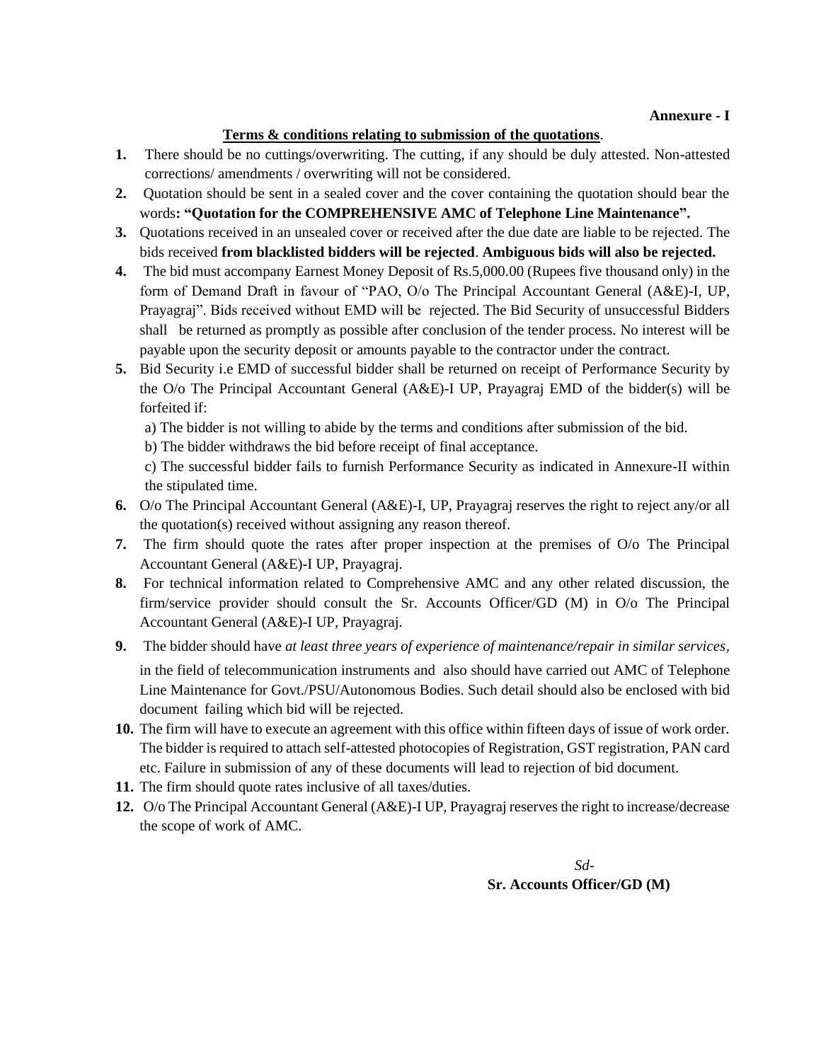**Annexure - I**

## Terms & conditions relating to submission of the quotations.

1. There should be no cuttings/overwriting. The cutting, if any should be duly attested. Non-attested corrections/ amendments / overwriting will not be considered.
2. Quotation should be sent in a sealed cover and the cover containing the quotation should bear the words**: "Quotation for the COMPREHENSIVE AMC of Telephone Line Maintenance".**
3. Quotations received in an unsealed cover or received after the due date are liable to be rejected. The bids received **from blacklisted bidders will be rejected**. **Ambiguous bids will also be rejected.**
4. The bid must accompany Earnest Money Deposit of Rs.5,000.00 (Rupees five thousand only) in the form of Demand Draft in favour of "PAO, O/o The Principal Accountant General (A&E)-I, UP, Prayagraj". Bids received without EMD will be rejected. The Bid Security of unsuccessful Bidders shall be returned as promptly as possible after conclusion of the tender process. No interest will be payable upon the security deposit or amounts payable to the contractor under the contract.
5. Bid Security i.e EMD of successful bidder shall be returned on receipt of Performance Security by the O/o The Principal Accountant General (A&E)-I UP, Prayagraj EMD of the bidder(s) will be forfeited if:

   a) The bidder is not willing to abide by the terms and conditions after submission of the bid.

   b) The bidder withdraws the bid before receipt of final acceptance.

   c) The successful bidder fails to furnish Performance Security as indicated in Annexure-II within the stipulated time.
6. O/o The Principal Accountant General (A&E)-I, UP, Prayagraj reserves the right to reject any/or all the quotation(s) received without assigning any reason thereof.
7. The firm should quote the rates after proper inspection at the premises of O/o The Principal Accountant General (A&E)-I UP, Prayagraj.
8. For technical information related to Comprehensive AMC and any other related discussion, the firm/service provider should consult the Sr. Accounts Officer/GD (M) in O/o The Principal Accountant General (A&E)-I UP, Prayagraj.
9. The bidder should have *at least three years of experience of maintenance/repair in similar services,* in the field of telecommunication instruments and also should have carried out AMC of Telephone Line Maintenance for Govt./PSU/Autonomous Bodies. Such detail should also be enclosed with bid document failing which bid will be rejected.
10. The firm will have to execute an agreement with this office within fifteen days of issue of work order. The bidder is required to attach self-attested photocopies of Registration, GST registration, PAN card etc. Failure in submission of any of these documents will lead to rejection of bid document.
11. The firm should quote rates inclusive of all taxes/duties.
12. O/o The Principal Accountant General (A&E)-I UP, Prayagraj reserves the right to increase/decrease the scope of work of AMC.

*Sd-*

**Sr. Accounts Officer/GD (M)**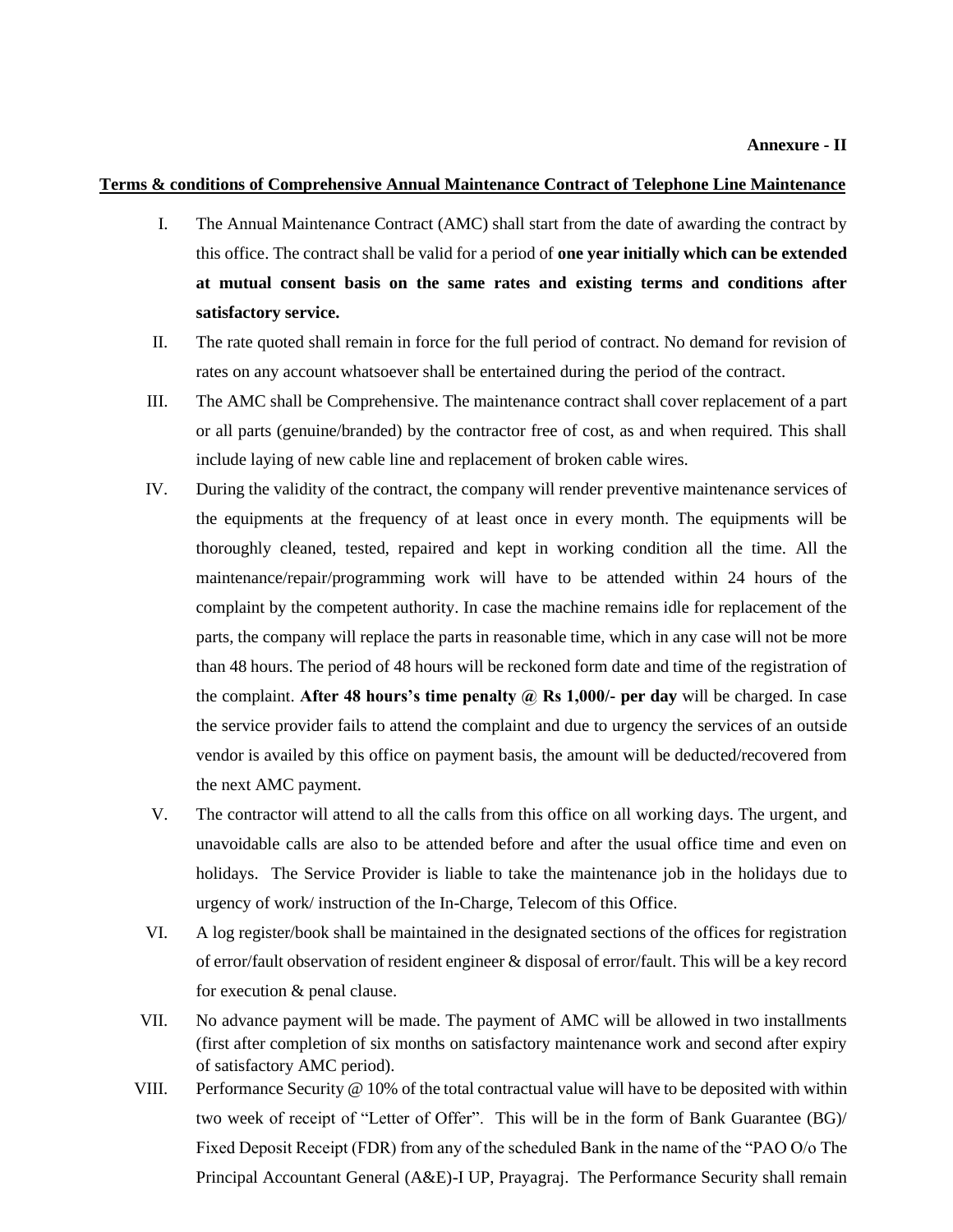**Annexure - II**

**Terms & conditions of Comprehensive Annual Maintenance Contract of Telephone Line Maintenance**

I. The Annual Maintenance Contract (AMC) shall start from the date of awarding the contract by this office. The contract shall be valid for a period of **one year initially which can be extended at mutual consent basis on the same rates and existing terms and conditions after satisfactory service.**

II. The rate quoted shall remain in force for the full period of contract. No demand for revision of rates on any account whatsoever shall be entertained during the period of the contract.

III. The AMC shall be Comprehensive. The maintenance contract shall cover replacement of a part or all parts (genuine/branded) by the contractor free of cost, as and when required. This shall include laying of new cable line and replacement of broken cable wires.

IV. During the validity of the contract, the company will render preventive maintenance services of the equipments at the frequency of at least once in every month. The equipments will be thoroughly cleaned, tested, repaired and kept in working condition all the time. All the maintenance/repair/programming work will have to be attended within 24 hours of the complaint by the competent authority. In case the machine remains idle for replacement of the parts, the company will replace the parts in reasonable time, which in any case will not be more than 48 hours. The period of 48 hours will be reckoned form date and time of the registration of the complaint. **After 48 hours's time penalty @ Rs 1,000/- per day** will be charged. In case the service provider fails to attend the complaint and due to urgency the services of an outside vendor is availed by this office on payment basis, the amount will be deducted/recovered from the next AMC payment.

V. The contractor will attend to all the calls from this office on all working days. The urgent, and unavoidable calls are also to be attended before and after the usual office time and even on holidays. The Service Provider is liable to take the maintenance job in the holidays due to urgency of work/ instruction of the In-Charge, Telecom of this Office.

VI. A log register/book shall be maintained in the designated sections of the offices for registration of error/fault observation of resident engineer & disposal of error/fault. This will be a key record for execution & penal clause.

VII. No advance payment will be made. The payment of AMC will be allowed in two installments (first after completion of six months on satisfactory maintenance work and second after expiry of satisfactory AMC period).

VIII. Performance Security @ 10% of the total contractual value will have to be deposited with within two week of receipt of "Letter of Offer". This will be in the form of Bank Guarantee (BG)/ Fixed Deposit Receipt (FDR) from any of the scheduled Bank in the name of the "PAO O/o The Principal Accountant General (A&E)-I UP, Prayagraj. The Performance Security shall remain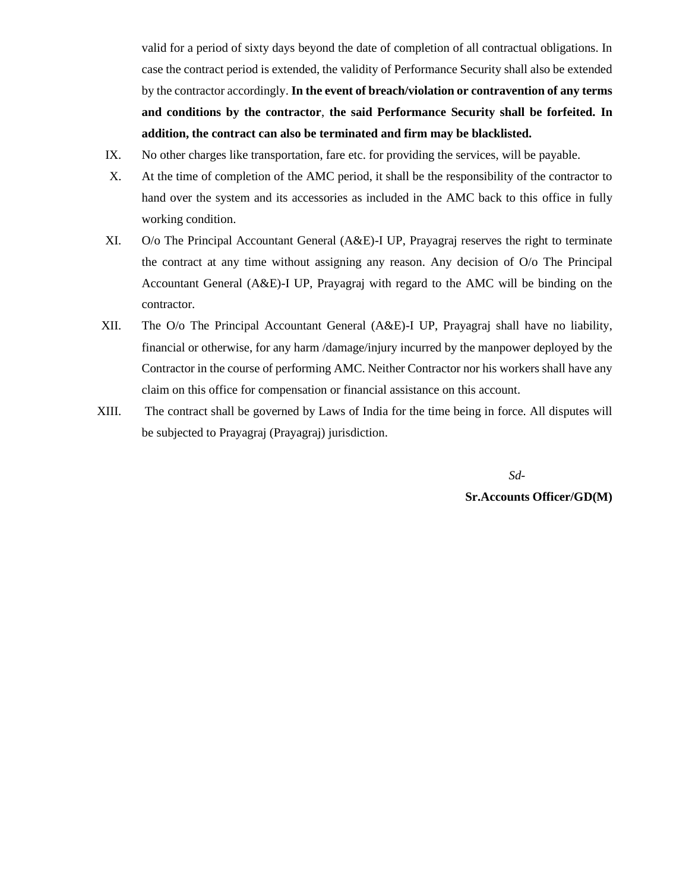valid for a period of sixty days beyond the date of completion of all contractual obligations. In case the contract period is extended, the validity of Performance Security shall also be extended by the contractor accordingly. **In the event of breach/violation or contravention of any terms and conditions by the contractor**, **the said Performance Security shall be forfeited. In addition, the contract can also be terminated and firm may be blacklisted.**

IX. No other charges like transportation, fare etc. for providing the services, will be payable.

X. At the time of completion of the AMC period, it shall be the responsibility of the contractor to hand over the system and its accessories as included in the AMC back to this office in fully working condition.

XI. O/o The Principal Accountant General (A&E)-I UP, Prayagraj reserves the right to terminate the contract at any time without assigning any reason. Any decision of O/o The Principal Accountant General (A&E)-I UP, Prayagraj with regard to the AMC will be binding on the contractor.

XII. The O/o The Principal Accountant General (A&E)-I UP, Prayagraj shall have no liability, financial or otherwise, for any harm /damage/injury incurred by the manpower deployed by the Contractor in the course of performing AMC. Neither Contractor nor his workers shall have any claim on this office for compensation or financial assistance on this account.

XIII. The contract shall be governed by Laws of India for the time being in force. All disputes will be subjected to Prayagraj (Prayagraj) jurisdiction.

*Sd-*

**Sr.Accounts Officer/GD(M)**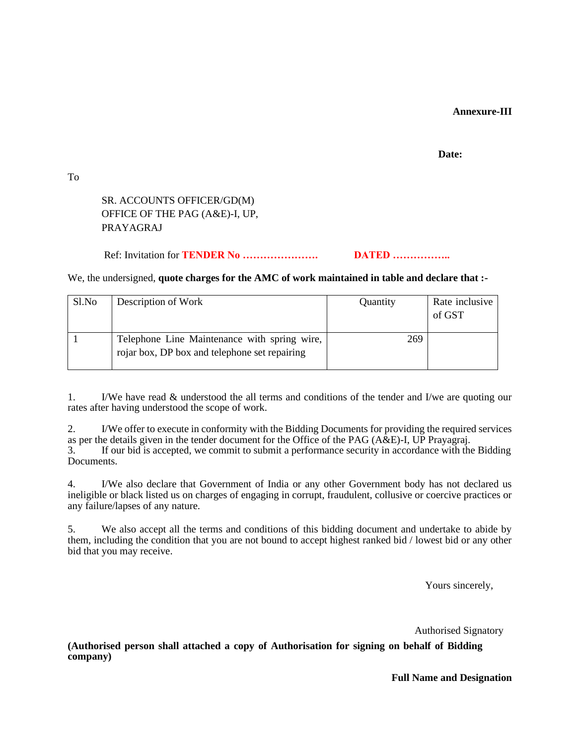**Annexure-III**

**Date:**

To

SR. ACCOUNTS OFFICER/GD(M)
OFFICE OF THE PAG (A&E)-I, UP,
PRAYAGRAJ

Ref: Invitation for **TENDER No ………………….** **DATED ……………..**

We, the undersigned, **quote charges for the AMC of work maintained in table and declare that :-**

| Sl.No | Description of Work | Quantity | Rate inclusive of GST |
|---|---|---|---|
| 1 | Telephone Line Maintenance with spring wire, rojar box, DP box and telephone set repairing | 269 | |

1. I/We have read & understood the all terms and conditions of the tender and I/we are quoting our rates after having understood the scope of work.

2. I/We offer to execute in conformity with the Bidding Documents for providing the required services as per the details given in the tender document for the Office of the PAG (A&E)-I, UP Prayagraj.

3. If our bid is accepted, we commit to submit a performance security in accordance with the Bidding Documents.

4. I/We also declare that Government of India or any other Government body has not declared us ineligible or black listed us on charges of engaging in corrupt, fraudulent, collusive or coercive practices or any failure/lapses of any nature.

5. We also accept all the terms and conditions of this bidding document and undertake to abide by them, including the condition that you are not bound to accept highest ranked bid / lowest bid or any other bid that you may receive.

Yours sincerely,

Authorised Signatory

**(Authorised person shall attached a copy of Authorisation for signing on behalf of Bidding company)**

**Full Name and Designation**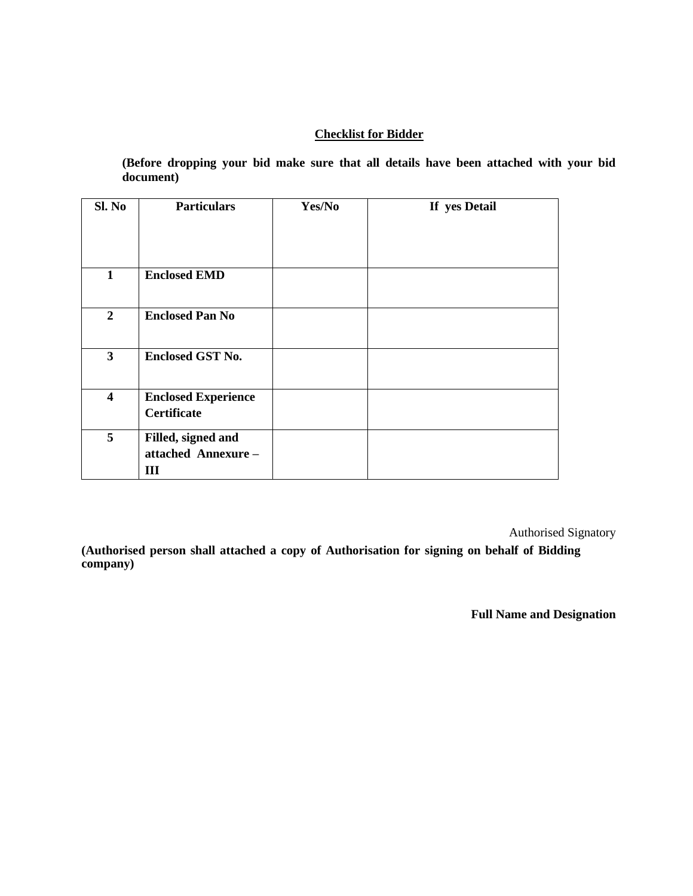## Checklist for Bidder

**(Before dropping your bid make sure that all details have been attached with your bid document)**

| Sl. No | Particulars | Yes/No | If yes Detail |
|---|---|---|---|
| **1** | **Enclosed EMD** | | |
| **2** | **Enclosed Pan No** | | |
| **3** | **Enclosed GST No.** | | |
| **4** | **Enclosed Experience Certificate** | | |
| **5** | **Filled, signed and attached Annexure – III** | | |

Authorised Signatory

**(Authorised person shall attached a copy of Authorisation for signing on behalf of Bidding company)**

**Full Name and Designation**